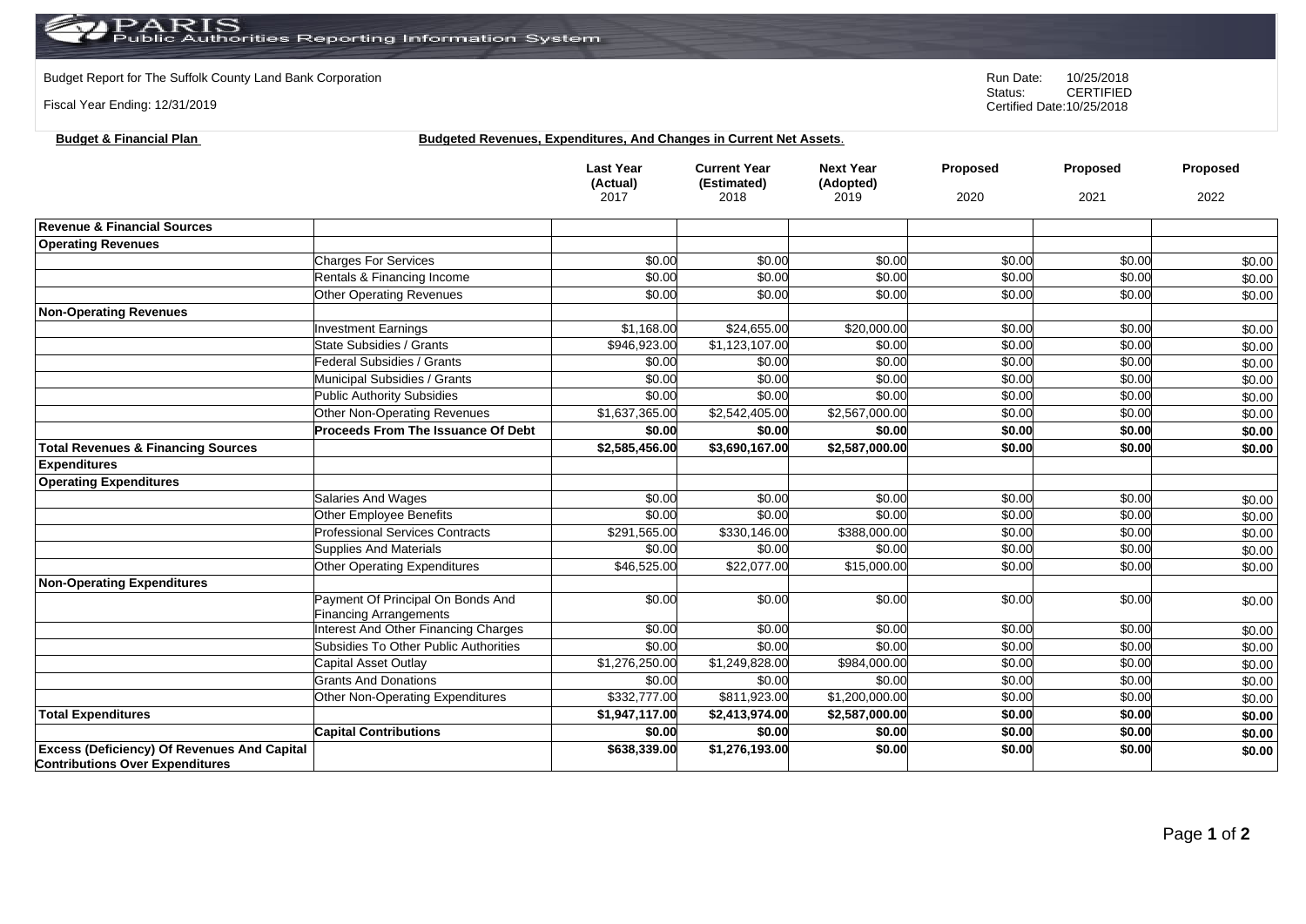PARIS Public Authorities Reporting Information System

Budget Report for The Suffolk County Land Bank Corporation

Fiscal Year Ending: 12/31/2019

Run Date: 10/25/2018
Status: CERTIFIED
Certified Date:10/25/2018

**Budget & Financial Plan** **Budgeted Revenues, Expenditures, And Changes in Current Net Assets**.

| | | Last Year (Actual) 2017 | Current Year (Estimated) 2018 | Next Year (Adopted) 2019 | Proposed 2020 | Proposed 2021 | Proposed 2022 |
|---|---|---|---|---|---|---|---|
| **Revenue & Financial Sources** | | | | | | | |
| **Operating Revenues** | | | | | | | |
| | Charges For Services | $0.00 | $0.00 | $0.00 | $0.00 | $0.00 | $0.00 |
| | Rentals & Financing Income | $0.00 | $0.00 | $0.00 | $0.00 | $0.00 | $0.00 |
| | Other Operating Revenues | $0.00 | $0.00 | $0.00 | $0.00 | $0.00 | $0.00 |
| **Non-Operating Revenues** | | | | | | | |
| | Investment Earnings | $1,168.00 | $24,655.00 | $20,000.00 | $0.00 | $0.00 | $0.00 |
| | State Subsidies / Grants | $946,923.00 | $1,123,107.00 | $0.00 | $0.00 | $0.00 | $0.00 |
| | Federal Subsidies / Grants | $0.00 | $0.00 | $0.00 | $0.00 | $0.00 | $0.00 |
| | Municipal Subsidies / Grants | $0.00 | $0.00 | $0.00 | $0.00 | $0.00 | $0.00 |
| | Public Authority Subsidies | $0.00 | $0.00 | $0.00 | $0.00 | $0.00 | $0.00 |
| | Other Non-Operating Revenues | $1,637,365.00 | $2,542,405.00 | $2,567,000.00 | $0.00 | $0.00 | $0.00 |
| | **Proceeds From The Issuance Of Debt** | **$0.00** | **$0.00** | **$0.00** | **$0.00** | **$0.00** | **$0.00** |
| **Total Revenues & Financing Sources** | | **$2,585,456.00** | **$3,690,167.00** | **$2,587,000.00** | **$0.00** | **$0.00** | **$0.00** |
| **Expenditures** | | | | | | | |
| **Operating Expenditures** | | | | | | | |
| | Salaries And Wages | $0.00 | $0.00 | $0.00 | $0.00 | $0.00 | $0.00 |
| | Other Employee Benefits | $0.00 | $0.00 | $0.00 | $0.00 | $0.00 | $0.00 |
| | Professional Services Contracts | $291,565.00 | $330,146.00 | $388,000.00 | $0.00 | $0.00 | $0.00 |
| | Supplies And Materials | $0.00 | $0.00 | $0.00 | $0.00 | $0.00 | $0.00 |
| | Other Operating Expenditures | $46,525.00 | $22,077.00 | $15,000.00 | $0.00 | $0.00 | $0.00 |
| **Non-Operating Expenditures** | | | | | | | |
| | Payment Of Principal On Bonds And Financing Arrangements | $0.00 | $0.00 | $0.00 | $0.00 | $0.00 | $0.00 |
| | Interest And Other Financing Charges | $0.00 | $0.00 | $0.00 | $0.00 | $0.00 | $0.00 |
| | Subsidies To Other Public Authorities | $0.00 | $0.00 | $0.00 | $0.00 | $0.00 | $0.00 |
| | Capital Asset Outlay | $1,276,250.00 | $1,249,828.00 | $984,000.00 | $0.00 | $0.00 | $0.00 |
| | Grants And Donations | $0.00 | $0.00 | $0.00 | $0.00 | $0.00 | $0.00 |
| | Other Non-Operating Expenditures | $332,777.00 | $811,923.00 | $1,200,000.00 | $0.00 | $0.00 | $0.00 |
| **Total Expenditures** | | **$1,947,117.00** | **$2,413,974.00** | **$2,587,000.00** | **$0.00** | **$0.00** | **$0.00** |
| | **Capital Contributions** | **$0.00** | **$0.00** | **$0.00** | **$0.00** | **$0.00** | **$0.00** |
| **Excess (Deficiency) Of Revenues And Capital Contributions Over Expenditures** | | **$638,339.00** | **$1,276,193.00** | **$0.00** | **$0.00** | **$0.00** | **$0.00** |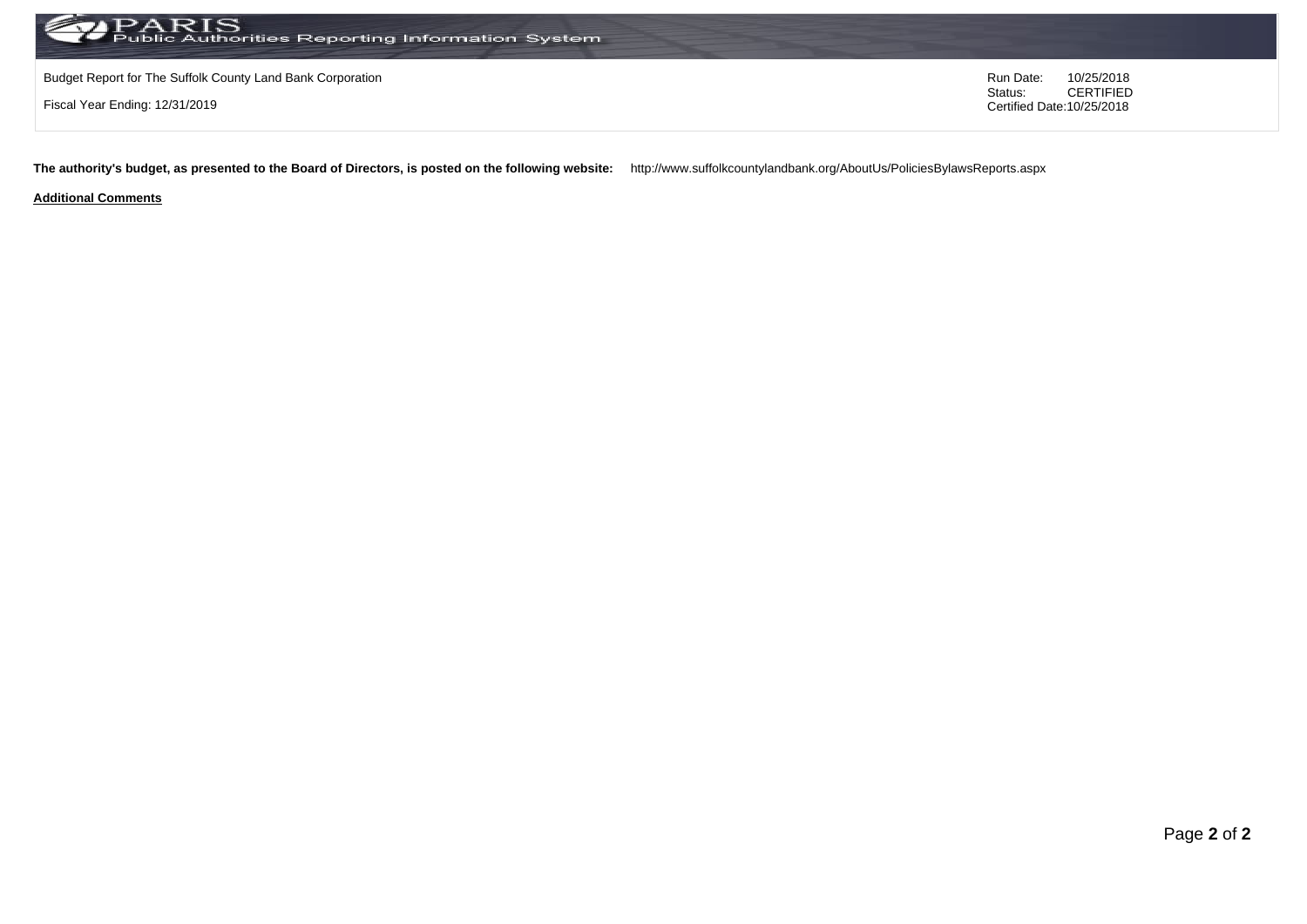Budget Report for The Suffolk County Land Bank Corporation

Fiscal Year Ending: 12/31/2019

Run Date: 10/25/2018
Status: CERTIFIED
Certified Date: 10/25/2018

**The authority's budget, as presented to the Board of Directors, is posted on the following website:** http://www.suffolkcountylandbank.org/AboutUs/PoliciesBylawsReports.aspx

**Additional Comments**